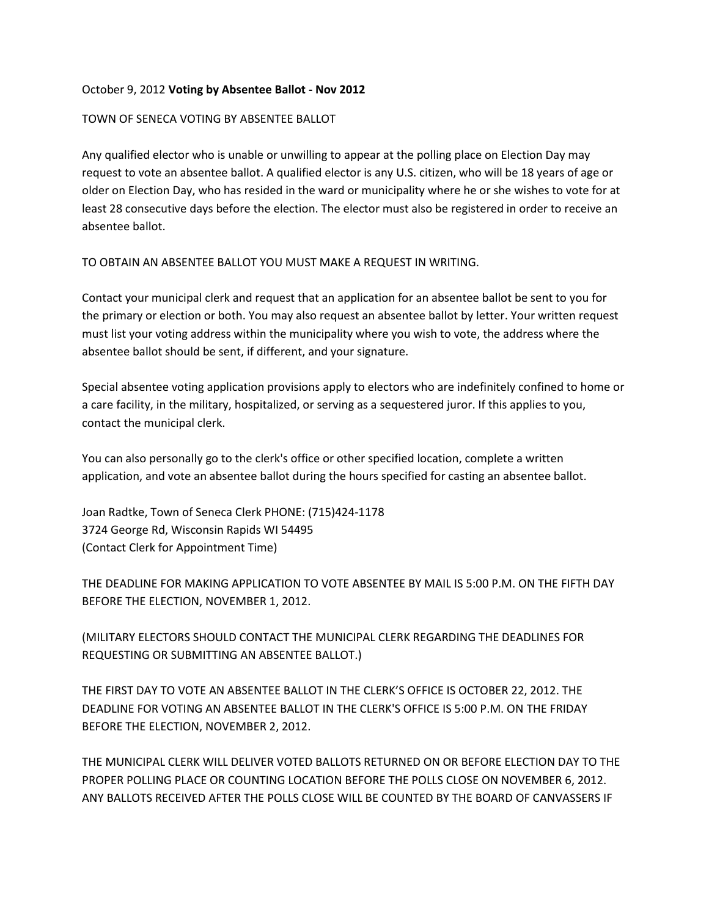October 9, 2012 **Voting by Absentee Ballot - Nov 2012**

TOWN OF SENECA VOTING BY ABSENTEE BALLOT

Any qualified elector who is unable or unwilling to appear at the polling place on Election Day may request to vote an absentee ballot. A qualified elector is any U.S. citizen, who will be 18 years of age or older on Election Day, who has resided in the ward or municipality where he or she wishes to vote for at least 28 consecutive days before the election. The elector must also be registered in order to receive an absentee ballot.

TO OBTAIN AN ABSENTEE BALLOT YOU MUST MAKE A REQUEST IN WRITING.

Contact your municipal clerk and request that an application for an absentee ballot be sent to you for the primary or election or both. You may also request an absentee ballot by letter. Your written request must list your voting address within the municipality where you wish to vote, the address where the absentee ballot should be sent, if different, and your signature.

Special absentee voting application provisions apply to electors who are indefinitely confined to home or a care facility, in the military, hospitalized, or serving as a sequestered juror. If this applies to you, contact the municipal clerk.

You can also personally go to the clerk's office or other specified location, complete a written application, and vote an absentee ballot during the hours specified for casting an absentee ballot.

Joan Radtke, Town of Seneca Clerk PHONE: (715)424-1178
3724 George Rd, Wisconsin Rapids WI 54495
(Contact Clerk for Appointment Time)

THE DEADLINE FOR MAKING APPLICATION TO VOTE ABSENTEE BY MAIL IS 5:00 P.M. ON THE FIFTH DAY BEFORE THE ELECTION, NOVEMBER 1, 2012.

(MILITARY ELECTORS SHOULD CONTACT THE MUNICIPAL CLERK REGARDING THE DEADLINES FOR REQUESTING OR SUBMITTING AN ABSENTEE BALLOT.)

THE FIRST DAY TO VOTE AN ABSENTEE BALLOT IN THE CLERK'S OFFICE IS OCTOBER 22, 2012. THE DEADLINE FOR VOTING AN ABSENTEE BALLOT IN THE CLERK'S OFFICE IS 5:00 P.M. ON THE FRIDAY BEFORE THE ELECTION, NOVEMBER 2, 2012.

THE MUNICIPAL CLERK WILL DELIVER VOTED BALLOTS RETURNED ON OR BEFORE ELECTION DAY TO THE PROPER POLLING PLACE OR COUNTING LOCATION BEFORE THE POLLS CLOSE ON NOVEMBER 6, 2012. ANY BALLOTS RECEIVED AFTER THE POLLS CLOSE WILL BE COUNTED BY THE BOARD OF CANVASSERS IF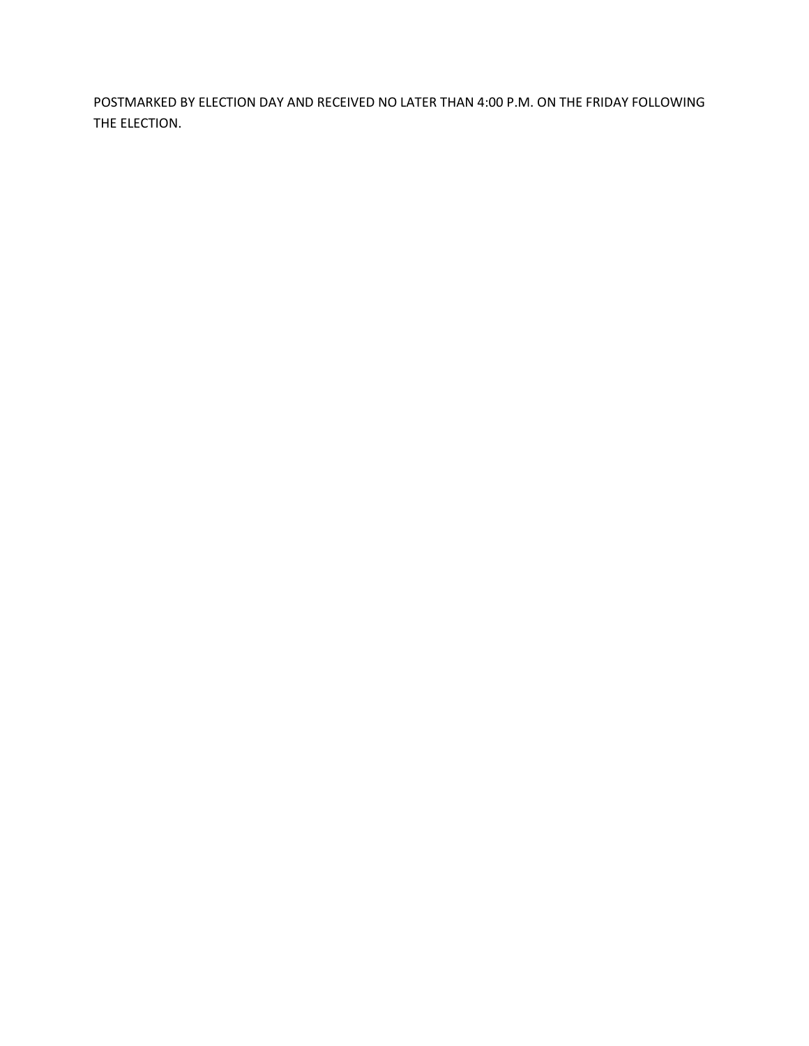POSTMARKED BY ELECTION DAY AND RECEIVED NO LATER THAN 4:00 P.M. ON THE FRIDAY FOLLOWING THE ELECTION.